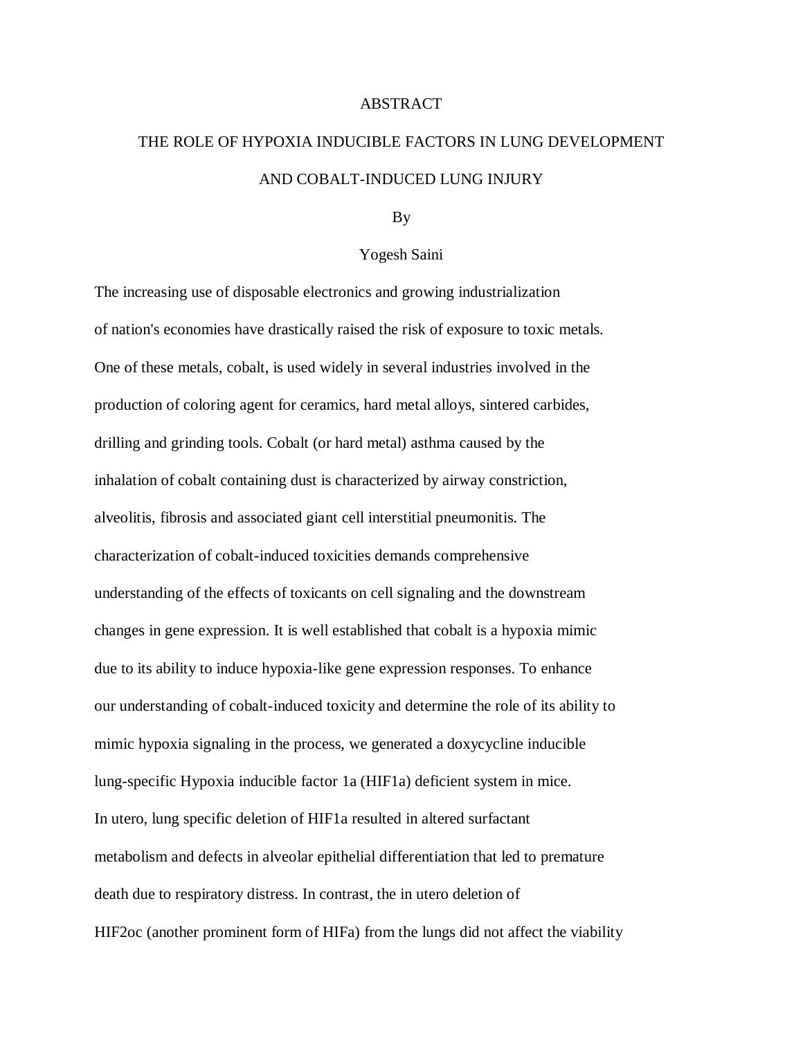# ABSTRACT

## THE ROLE OF HYPOXIA INDUCIBLE FACTORS IN LUNG DEVELOPMENT AND COBALT-INDUCED LUNG INJURY

By

Yogesh Saini

The increasing use of disposable electronics and growing industrialization of nation's economies have drastically raised the risk of exposure to toxic metals. One of these metals, cobalt, is used widely in several industries involved in the production of coloring agent for ceramics, hard metal alloys, sintered carbides, drilling and grinding tools. Cobalt (or hard metal) asthma caused by the inhalation of cobalt containing dust is characterized by airway constriction, alveolitis, fibrosis and associated giant cell interstitial pneumonitis. The characterization of cobalt-induced toxicities demands comprehensive understanding of the effects of toxicants on cell signaling and the downstream changes in gene expression. It is well established that cobalt is a hypoxia mimic due to its ability to induce hypoxia-like gene expression responses. To enhance our understanding of cobalt-induced toxicity and determine the role of its ability to mimic hypoxia signaling in the process, we generated a doxycycline inducible lung-specific Hypoxia inducible factor 1a (HIF1a) deficient system in mice. In utero, lung specific deletion of HIF1a resulted in altered surfactant metabolism and defects in alveolar epithelial differentiation that led to premature death due to respiratory distress. In contrast, the in utero deletion of HIF2oc (another prominent form of HIFa) from the lungs did not affect the viability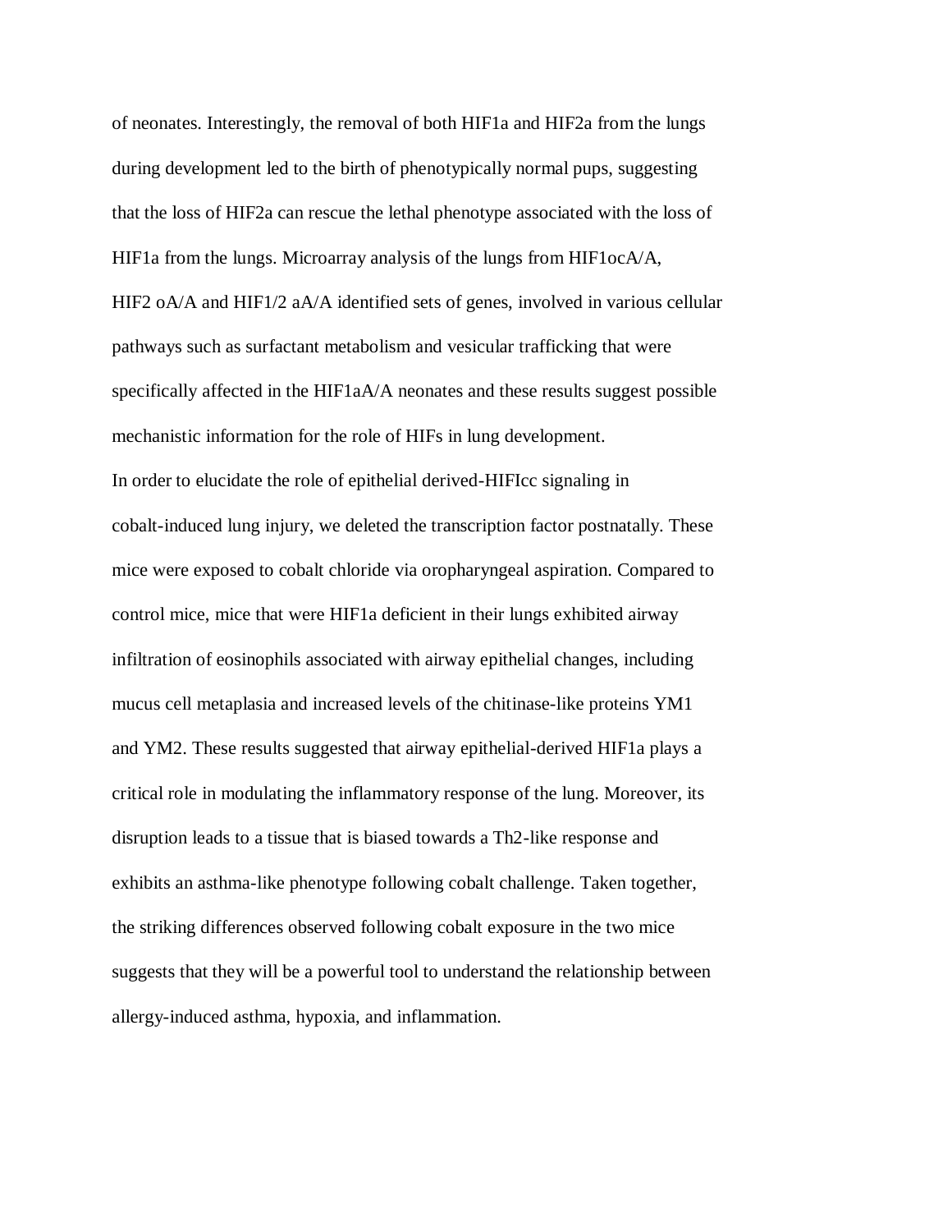of neonates. Interestingly, the removal of both HIF1a and HIF2a from the lungs during development led to the birth of phenotypically normal pups, suggesting that the loss of HIF2a can rescue the lethal phenotype associated with the loss of HIF1a from the lungs. Microarray analysis of the lungs from HIF1ocA/A, HIF2 oA/A and HIF1/2 aA/A identified sets of genes, involved in various cellular pathways such as surfactant metabolism and vesicular trafficking that were specifically affected in the HIF1aA/A neonates and these results suggest possible mechanistic information for the role of HIFs in lung development.

In order to elucidate the role of epithelial derived-HIFIcc signaling in cobalt-induced lung injury, we deleted the transcription factor postnatally. These mice were exposed to cobalt chloride via oropharyngeal aspiration. Compared to control mice, mice that were HIF1a deficient in their lungs exhibited airway infiltration of eosinophils associated with airway epithelial changes, including mucus cell metaplasia and increased levels of the chitinase-like proteins YM1 and YM2. These results suggested that airway epithelial-derived HIF1a plays a critical role in modulating the inflammatory response of the lung. Moreover, its disruption leads to a tissue that is biased towards a Th2-like response and exhibits an asthma-like phenotype following cobalt challenge. Taken together, the striking differences observed following cobalt exposure in the two mice suggests that they will be a powerful tool to understand the relationship between allergy-induced asthma, hypoxia, and inflammation.